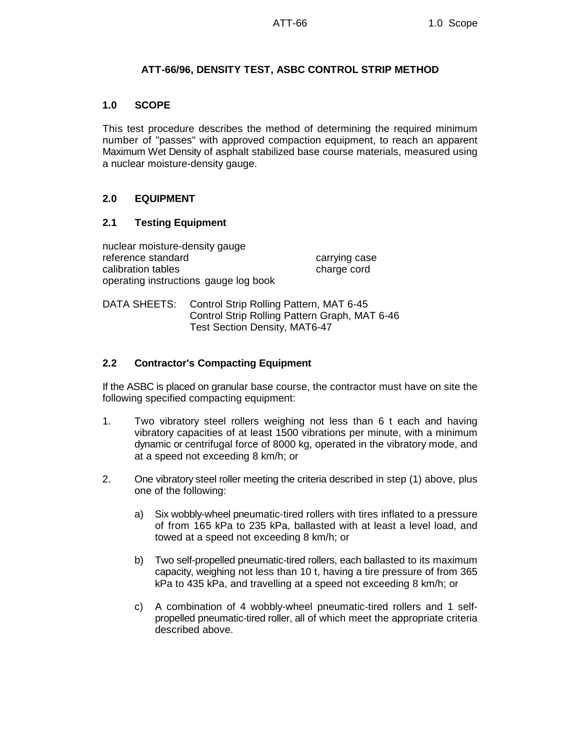# ATT-66/96, DENSITY TEST, ASBC CONTROL STRIP METHOD

## 1.0 SCOPE

This test procedure describes the method of determining the required minimum number of "passes" with approved compaction equipment, to reach an apparent Maximum Wet Density of asphalt stabilized base course materials, measured using a nuclear moisture-density gauge.

## 2.0 EQUIPMENT

### 2.1 Testing Equipment

nuclear moisture-density gauge
reference standard
calibration tables
operating instructions
gauge log book
carrying case
charge cord

DATA SHEETS: Control Strip Rolling Pattern, MAT 6-45
Control Strip Rolling Pattern Graph, MAT 6-46
Test Section Density, MAT6-47

### 2.2 Contractor's Compacting Equipment

If the ASBC is placed on granular base course, the contractor must have on site the following specified compacting equipment:

1. Two vibratory steel rollers weighing not less than 6 t each and having vibratory capacities of at least 1500 vibrations per minute, with a minimum dynamic or centrifugal force of 8000 kg, operated in the vibratory mode, and at a speed not exceeding 8 km/h; or

2. One vibratory steel roller meeting the criteria described in step (1) above, plus one of the following:

   a) Six wobbly-wheel pneumatic-tired rollers with tires inflated to a pressure of from 165 kPa to 235 kPa, ballasted with at least a level load, and towed at a speed not exceeding 8 km/h; or

   b) Two self-propelled pneumatic-tired rollers, each ballasted to its maximum capacity, weighing not less than 10 t, having a tire pressure of from 365 kPa to 435 kPa, and travelling at a speed not exceeding 8 km/h; or

   c) A combination of 4 wobbly-wheel pneumatic-tired rollers and 1 self-propelled pneumatic-tired roller, all of which meet the appropriate criteria described above.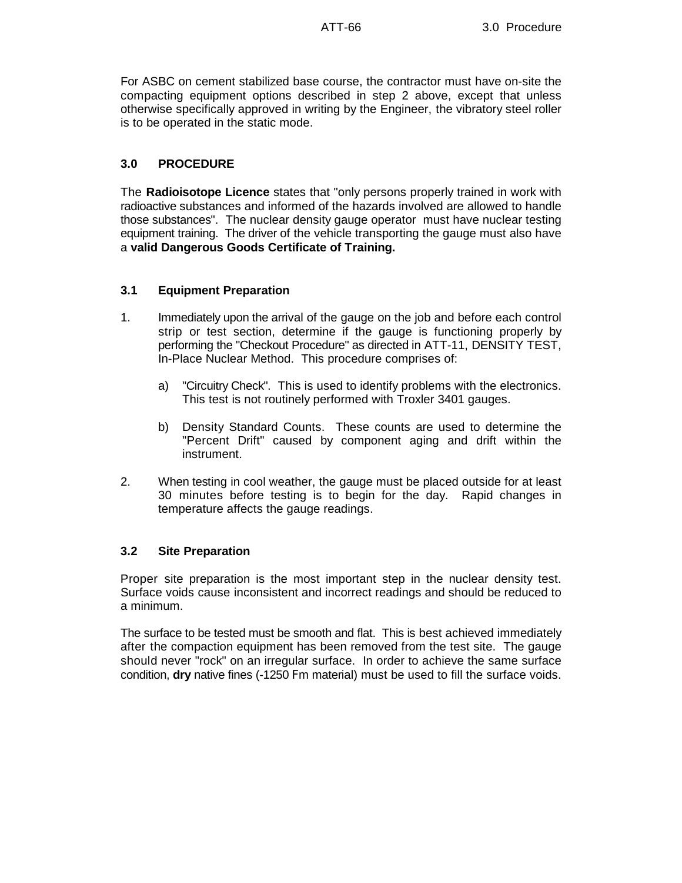For ASBC on cement stabilized base course, the contractor must have on-site the compacting equipment options described in step 2 above, except that unless otherwise specifically approved in writing by the Engineer, the vibratory steel roller is to be operated in the static mode.

## 3.0 PROCEDURE

The **Radioisotope Licence** states that "only persons properly trained in work with radioactive substances and informed of the hazards involved are allowed to handle those substances". The nuclear density gauge operator must have nuclear testing equipment training. The driver of the vehicle transporting the gauge must also have a **valid Dangerous Goods Certificate of Training.**

### 3.1 Equipment Preparation

1. Immediately upon the arrival of the gauge on the job and before each control strip or test section, determine if the gauge is functioning properly by performing the "Checkout Procedure" as directed in ATT-11, DENSITY TEST, In-Place Nuclear Method. This procedure comprises of:

   a) "Circuitry Check". This is used to identify problems with the electronics. This test is not routinely performed with Troxler 3401 gauges.

   b) Density Standard Counts. These counts are used to determine the "Percent Drift" caused by component aging and drift within the instrument.

2. When testing in cool weather, the gauge must be placed outside for at least 30 minutes before testing is to begin for the day. Rapid changes in temperature affects the gauge readings.

### 3.2 Site Preparation

Proper site preparation is the most important step in the nuclear density test. Surface voids cause inconsistent and incorrect readings and should be reduced to a minimum.

The surface to be tested must be smooth and flat. This is best achieved immediately after the compaction equipment has been removed from the test site. The gauge should never "rock" on an irregular surface. In order to achieve the same surface condition, **dry** native fines (-1250 Fm material) must be used to fill the surface voids.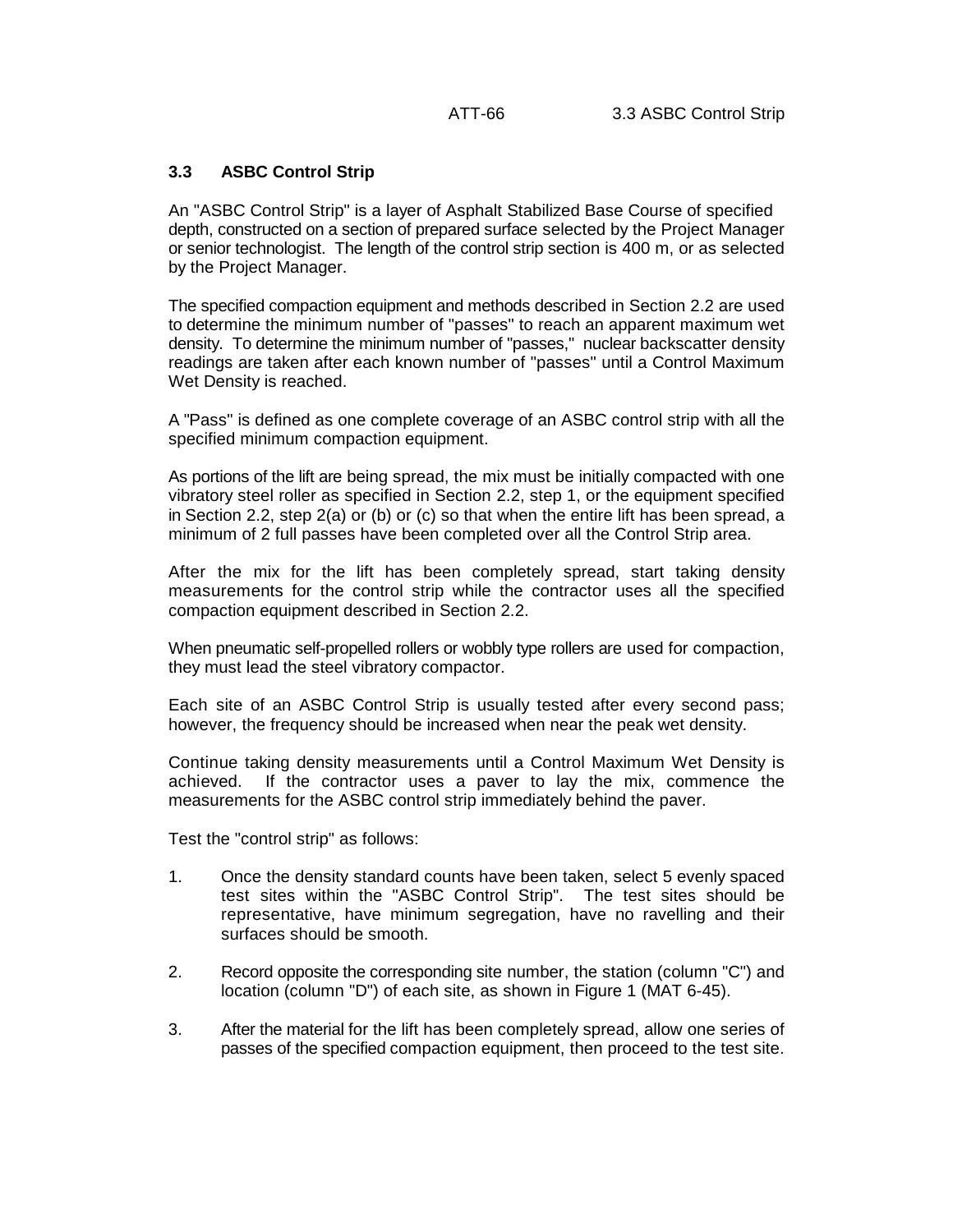### 3.3 ASBC Control Strip

An "ASBC Control Strip" is a layer of Asphalt Stabilized Base Course of specified depth, constructed on a section of prepared surface selected by the Project Manager or senior technologist. The length of the control strip section is 400 m, or as selected by the Project Manager.

The specified compaction equipment and methods described in Section 2.2 are used to determine the minimum number of "passes" to reach an apparent maximum wet density. To determine the minimum number of "passes," nuclear backscatter density readings are taken after each known number of "passes" until a Control Maximum Wet Density is reached.

A "Pass" is defined as one complete coverage of an ASBC control strip with all the specified minimum compaction equipment.

As portions of the lift are being spread, the mix must be initially compacted with one vibratory steel roller as specified in Section 2.2, step 1, or the equipment specified in Section 2.2, step 2(a) or (b) or (c) so that when the entire lift has been spread, a minimum of 2 full passes have been completed over all the Control Strip area.

After the mix for the lift has been completely spread, start taking density measurements for the control strip while the contractor uses all the specified compaction equipment described in Section 2.2.

When pneumatic self-propelled rollers or wobbly type rollers are used for compaction, they must lead the steel vibratory compactor.

Each site of an ASBC Control Strip is usually tested after every second pass; however, the frequency should be increased when near the peak wet density.

Continue taking density measurements until a Control Maximum Wet Density is achieved. If the contractor uses a paver to lay the mix, commence the measurements for the ASBC control strip immediately behind the paver.

Test the "control strip" as follows:

1. Once the density standard counts have been taken, select 5 evenly spaced test sites within the "ASBC Control Strip". The test sites should be representative, have minimum segregation, have no ravelling and their surfaces should be smooth.

2. Record opposite the corresponding site number, the station (column "C") and location (column "D") of each site, as shown in Figure 1 (MAT 6-45).

3. After the material for the lift has been completely spread, allow one series of passes of the specified compaction equipment, then proceed to the test site.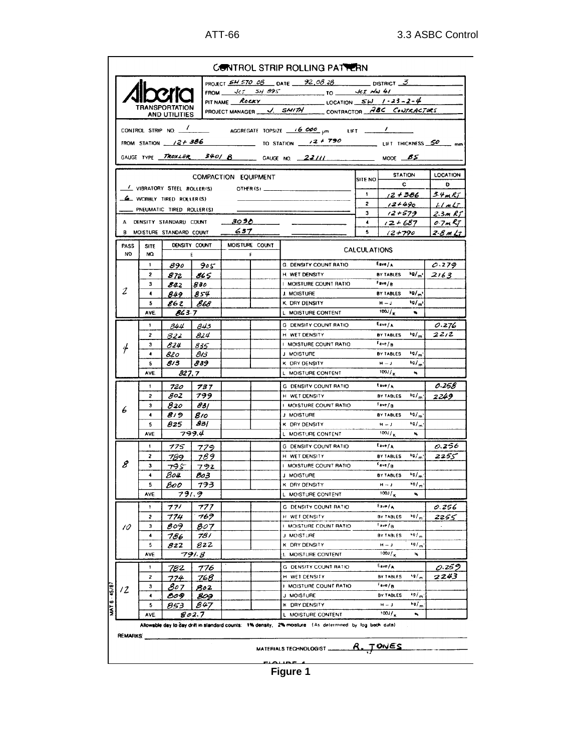# CONTROL STRIP ROLLING PATTERN

**Alberta TRANSPORTATION AND UTILITIES**

PROJECT SH 570 08 DATE 92.08.28 DISTRICT 3

FROM Jct SH 895 TO Jct HW 41

PIT NAME Rocky LOCATION SW 1-23-2-4

PROJECT MANAGER J. SMITH CONTRACTOR ABC CONTRACTORS

CONTROL STRIP NO. 1 AGGREGATE TOPSIZE 16 000 µm LIFT 1

FROM STATION 12+386 TO STATION 12+790 LIFT THICKNESS 50 mm

GAUGE TYPE TROXLER 3401 B GAUGE NO. 22111 MODE BS

| COMPACTION EQUIPMENT | SITE NO. | STATION C | LOCATION D |
|---|---|---|---|
| 1 VIBRATORY STEEL ROLLER(S) OTHER(S) | 1 | 12+386 | 3.4m RT |
| 6 WOBBLY TIRED ROLLER(S) | 2 | 12+490 | 1.1m LT |
| PNEUMATIC TIRED ROLLER(S) | 3 | 12+579 | 2.3m RT |
| A DENSITY STANDARD COUNT 3090 | 4 | 12+687 | 0.7m RT |
| B MOISTURE STANDARD COUNT 637 | 5 | 12+790 | 2.8m LT |

| PASS NO. | SITE NO. | DENSITY COUNT E | | MOISTURE COUNT F | | CALCULATIONS | | |
|---|---|---|---|---|---|---|---|---|
| 2 | 1 | 890 | 905 | | | G DENSITY COUNT RATIO | Eave/A | 0.279 |
| | 2 | 872 | 865 | | | H WET DENSITY | BY TABLES kg/m³ | 2163 |
| | 3 | 842 | 830 | | | I MOISTURE COUNT RATIO | Fave/B | |
| | 4 | 849 | 854 | | | J MOISTURE | BY TABLES kg/m³ | |
| | 5 | 862 | 868 | | | K DRY DENSITY | H − J kg/m³ | |
| | AVE. | 863.7 | | | | L MOISTURE CONTENT | 100J/K % | |
| 4 | 1 | 844 | 843 | | | G DENSITY COUNT RATIO | Eave/A | 0.276 |
| | 2 | 822 | 824 | | | H WET DENSITY | BY TABLES kg/m³ | 2212 |
| | 3 | 824 | 835 | | | I MOISTURE COUNT RATIO | Fave/B | |
| | 4 | 820 | 813 | | | J MOISTURE | BY TABLES kg/m³ | |
| | 5 | 813 | 839 | | | K DRY DENSITY | H − J kg/m³ | |
| | AVE. | 827.7 | | | | L MOISTURE CONTENT | 100J/K % | |
| 6 | 1 | 720 | 737 | | | G DENSITY COUNT RATIO | Eave/A | 0.258 |
| | 2 | 802 | 799 | | | H WET DENSITY | BY TABLES kg/m³ | 2249 |
| | 3 | 820 | 831 | | | I MOISTURE COUNT RATIO | Fave/B | |
| | 4 | 819 | 810 | | | J MOISTURE | BY TABLES kg/m³ | |
| | 5 | 825 | 831 | | | K DRY DENSITY | H − J kg/m³ | |
| | AVE. | 799.4 | | | | L MOISTURE CONTENT | 100J/K % | |
| 8 | 1 | 775 | 779 | | | G DENSITY COUNT RATIO | Eave/A | 0.256 |
| | 2 | 789 | 789 | | | H WET DENSITY | BY TABLES kg/m³ | 2255 |
| | 3 | 795 | 792 | | | I MOISTURE COUNT RATIO | Fave/B | |
| | 4 | 804 | 803 | | | J MOISTURE | BY TABLES kg/m³ | |
| | 5 | 800 | 793 | | | K DRY DENSITY | H − J kg/m³ | |
| | AVE. | 791.9 | | | | L MOISTURE CONTENT | 100J/K % | |
| 10 | 1 | 771 | 777 | | | G DENSITY COUNT RATIO | Eave/A | 0.256 |
| | 2 | 774 | 769 | | | H WET DENSITY | BY TABLES kg/m³ | 2255 |
| | 3 | 809 | 807 | | | I MOISTURE COUNT RATIO | Fave/B | |
| | 4 | 786 | 781 | | | J MOISTURE | BY TABLES kg/m³ | |
| | 5 | 822 | 822 | | | K DRY DENSITY | H − J kg/m³ | |
| | AVE. | 791.8 | | | | L MOISTURE CONTENT | 100J/K % | |
| 12 | 1 | 782 | 776 | | | G DENSITY COUNT RATIO | Eave/A | 0.259 |
| | 2 | 774 | 768 | | | H WET DENSITY | BY TABLES kg/m³ | 2243 |
| | 3 | 807 | 802 | | | I MOISTURE COUNT RATIO | Fave/B | |
| | 4 | 809 | 809 | | | J MOISTURE | BY TABLES kg/m³ | |
| | 5 | 853 | 847 | | | K DRY DENSITY | H − J kg/m³ | |
| | AVE. | 802.7 | | | | L MOISTURE CONTENT | 100J/K % | |

Allowable day to day drift in standard counts: 1% density, 2% moisture (As determined by log book data)

REMARKS:

MATERIALS TECHNOLOGIST R. JONES

MAT 6 - 45/87

**Figure 1**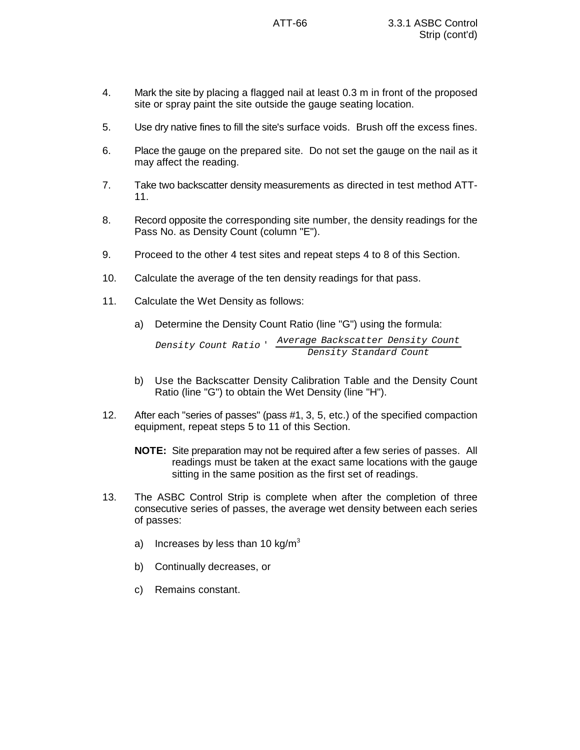4. Mark the site by placing a flagged nail at least 0.3 m in front of the proposed site or spray paint the site outside the gauge seating location.

5. Use dry native fines to fill the site's surface voids. Brush off the excess fines.

6. Place the gauge on the prepared site. Do not set the gauge on the nail as it may affect the reading.

7. Take two backscatter density measurements as directed in test method ATT-11.

8. Record opposite the corresponding site number, the density readings for the Pass No. as Density Count (column "E").

9. Proceed to the other 4 test sites and repeat steps 4 to 8 of this Section.

10. Calculate the average of the ten density readings for that pass.

11. Calculate the Wet Density as follows:

    a) Determine the Density Count Ratio (line "G") using the formula:

    $$Density\ Count\ Ratio = \frac{Average\ Backscatter\ Density\ Count}{Density\ Standard\ Count}$$

    b) Use the Backscatter Density Calibration Table and the Density Count Ratio (line "G") to obtain the Wet Density (line "H").

12. After each "series of passes" (pass #1, 3, 5, etc.) of the specified compaction equipment, repeat steps 5 to 11 of this Section.

    **NOTE:** Site preparation may not be required after a few series of passes. All readings must be taken at the exact same locations with the gauge sitting in the same position as the first set of readings.

13. The ASBC Control Strip is complete when after the completion of three consecutive series of passes, the average wet density between each series of passes:

    a) Increases by less than 10 kg/m$^3$

    b) Continually decreases, or

    c) Remains constant.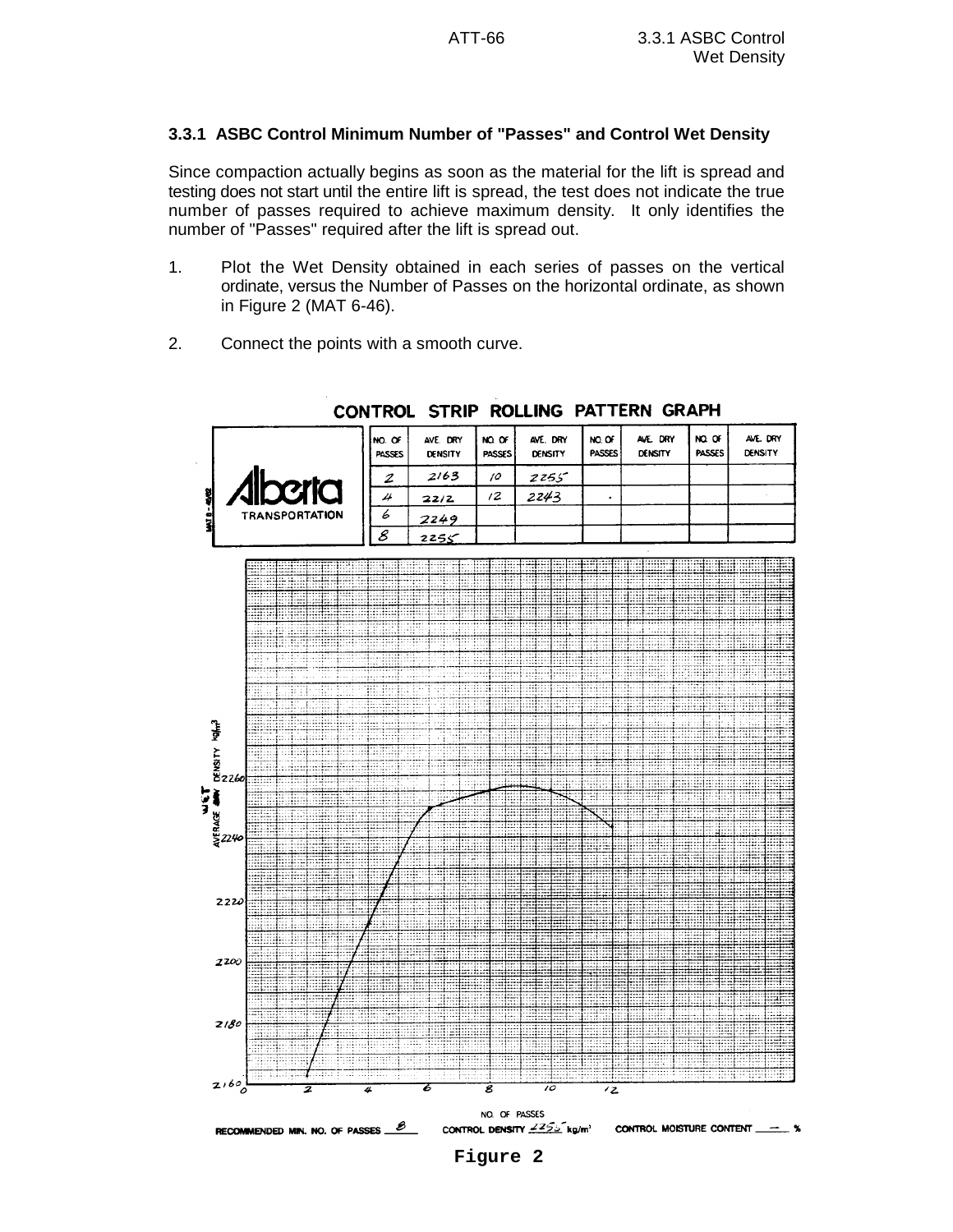### 3.3.1 ASBC Control Minimum Number of "Passes" and Control Wet Density

Since compaction actually begins as soon as the material for the lift is spread and testing does not start until the entire lift is spread, the test does not indicate the true number of passes required to achieve maximum density. It only identifies the number of "Passes" required after the lift is spread out.

1. Plot the Wet Density obtained in each series of passes on the vertical ordinate, versus the Number of Passes on the horizontal ordinate, as shown in Figure 2 (MAT 6-46).

2. Connect the points with a smooth curve.

**CONTROL STRIP ROLLING PATTERN GRAPH**

Alberta TRANSPORTATION

MAT 6-46/82

| NO. OF PASSES | AVE. DRY DENSITY | NO. OF PASSES | AVE. DRY DENSITY | NO. OF PASSES | AVE. DRY DENSITY | NO. OF PASSES | AVE. DRY DENSITY |
|---|---|---|---|---|---|---|---|
| 2 | 2163 | 10 | 2255 | | | | |
| 4 | 2212 | 12 | 2243 | . | | | |
| 6 | 2249 | | | | | | |
| 8 | 2255 | | | | | | |

WET AVERAGE DENSITY kg/m³: 2160, 2180, 2200, 2220, 2240, 2260

NO. OF PASSES: 0, 2, 4, 6, 8, 10, 12

RECOMMENDED MIN. NO. OF PASSES 8 CONTROL DENSITY 2255 kg/m³ CONTROL MOISTURE CONTENT — %

**Figure 2**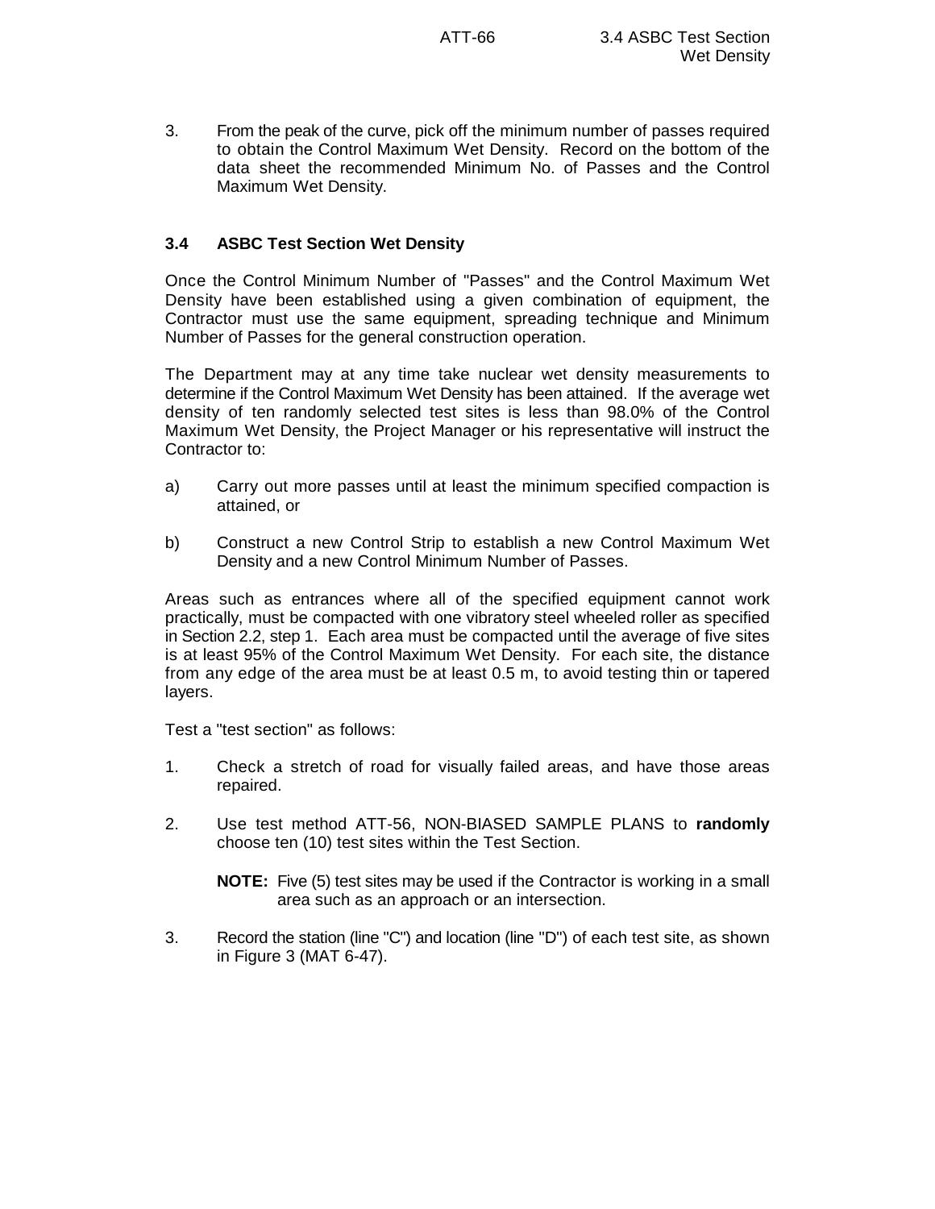3. From the peak of the curve, pick off the minimum number of passes required to obtain the Control Maximum Wet Density. Record on the bottom of the data sheet the recommended Minimum No. of Passes and the Control Maximum Wet Density.

### 3.4 ASBC Test Section Wet Density

Once the Control Minimum Number of "Passes" and the Control Maximum Wet Density have been established using a given combination of equipment, the Contractor must use the same equipment, spreading technique and Minimum Number of Passes for the general construction operation.

The Department may at any time take nuclear wet density measurements to determine if the Control Maximum Wet Density has been attained. If the average wet density of ten randomly selected test sites is less than 98.0% of the Control Maximum Wet Density, the Project Manager or his representative will instruct the Contractor to:

a) Carry out more passes until at least the minimum specified compaction is attained, or

b) Construct a new Control Strip to establish a new Control Maximum Wet Density and a new Control Minimum Number of Passes.

Areas such as entrances where all of the specified equipment cannot work practically, must be compacted with one vibratory steel wheeled roller as specified in Section 2.2, step 1. Each area must be compacted until the average of five sites is at least 95% of the Control Maximum Wet Density. For each site, the distance from any edge of the area must be at least 0.5 m, to avoid testing thin or tapered layers.

Test a "test section" as follows:

1. Check a stretch of road for visually failed areas, and have those areas repaired.

2. Use test method ATT-56, NON-BIASED SAMPLE PLANS to **randomly** choose ten (10) test sites within the Test Section.

   **NOTE:** Five (5) test sites may be used if the Contractor is working in a small area such as an approach or an intersection.

3. Record the station (line "C") and location (line "D") of each test site, as shown in Figure 3 (MAT 6-47).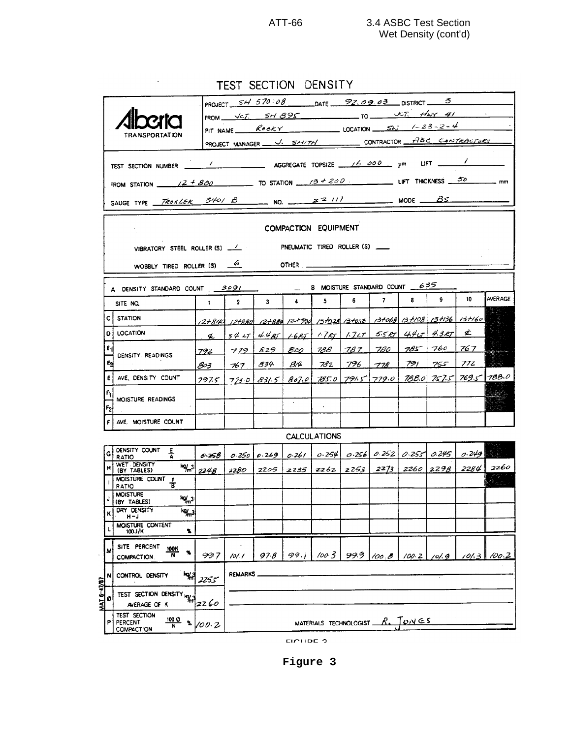# TEST SECTION DENSITY

**Alberta TRANSPORTATION**

PROJECT: SH 570:08 DATE: 92.09.03 DISTRICT: 3

FROM: JCT. SH 895 TO: JCT. HWY 41

PIT NAME: ROCKY LOCATION: SW 1-23-2-4

PROJECT MANAGER: J. SMITH CONTRACTOR: ABC CONTRACTORS

TEST SECTION NUMBER: 1 AGGREGATE TOPSIZE: 16 000 µm LIFT: 1

FROM STATION: 12 + 800 TO STATION: 13 + 200 LIFT THICKNESS: 50 mm

GAUGE TYPE: TROXLER 3401 B NO.: 22 111 MODE: BS

## COMPACTION EQUIPMENT

VIBRATORY STEEL ROLLER (S): 1 PNEUMATIC TIRED ROLLER (S): ___

WOBBLY TIRED ROLLER (S): 6 OTHER: ___

A DENSITY STANDARD COUNT: 3091 B MOISTURE STANDARD COUNT: 635

| | SITE NO. | 1 | 2 | 3 | 4 | 5 | 6 | 7 | 8 | 9 | 10 | AVERAGE |
|---|---|---|---|---|---|---|---|---|---|---|---|---|
| C | STATION | 12+840 | 12+880 | 12+880 | 12+980 | 13+028 | 13+056 | 13+068 | 13+108 | 13+136 | 13+160 | |
| D | LOCATION | ℄ | 3.4 LT | 4.4 RT | 1.6 RT | 1.7 RT | 1.7 LT | 5.5 RT | 4.4 LT | 4.3 RT | ℄ | |
| $E_1$ | DENSITY READINGS | 792 | 779 | 829 | 800 | 788 | 787 | 780 | 785 | 760 | 767 | |
| $E_2$ | | 803 | 767 | 834 | 814 | 782 | 796 | 778 | 791 | 755 | 772 | |
| E | AVE. DENSITY COUNT | 797.5 | 773.0 | 831.5 | 807.0 | 785.0 | 791.5 | 779.0 | 788.0 | 757.5 | 769.5 | 788.0 |
| $F_1$ | MOISTURE READINGS | | | | | | | | | | | |
| $F_2$ | | | | | | | | | | | | |
| F | AVE. MOISTURE COUNT | | | | | | | | | | | |

## CALCULATIONS

| | | 1 | 2 | 3 | 4 | 5 | 6 | 7 | 8 | 9 | 10 | AVERAGE |
|---|---|---|---|---|---|---|---|---|---|---|---|---|
| G | DENSITY COUNT RATIO E/A | 0.258 | 0.250 | 0.269 | 0.261 | 0.254 | 0.256 | 0.252 | 0.255 | 0.245 | 0.249 | |
| H | WET DENSITY (BY TABLES) kg/m³ | 2248 | 2280 | 2205 | 2235 | 2262 | 2253 | 2273 | 2260 | 2298 | 2284 | 2260 |
| I | MOISTURE COUNT RATIO F/B | | | | | | | | | | | |
| J | MOISTURE (BY TABLES) kg/m³ | | | | | | | | | | | |
| K | DRY DENSITY H−J kg/m³ | | | | | | | | | | | |
| L | MOISTURE CONTENT 100J/K % | | | | | | | | | | | |
| M | SITE PERCENT COMPACTION 100K/N % | 99.7 | 101.1 | 97.8 | 99.1 | 100.3 | 99.9 | 100.8 | 100.2 | 101.9 | 101.3 | 100.2 |

| | | | |
|---|---|---|---|
| N | CONTROL DENSITY kg/m³ | 2255 | REMARKS |
| Ø | TEST SECTION DENSITY AVERAGE OF K kg/m³ | 2260 | |
| P | TEST SECTION PERCENT COMPACTION 100Ø/N % | 100.2 | MATERIALS TECHNOLOGIST: R. JONES |

MAT 6-47/87

FIGURE 3

**Figure 3**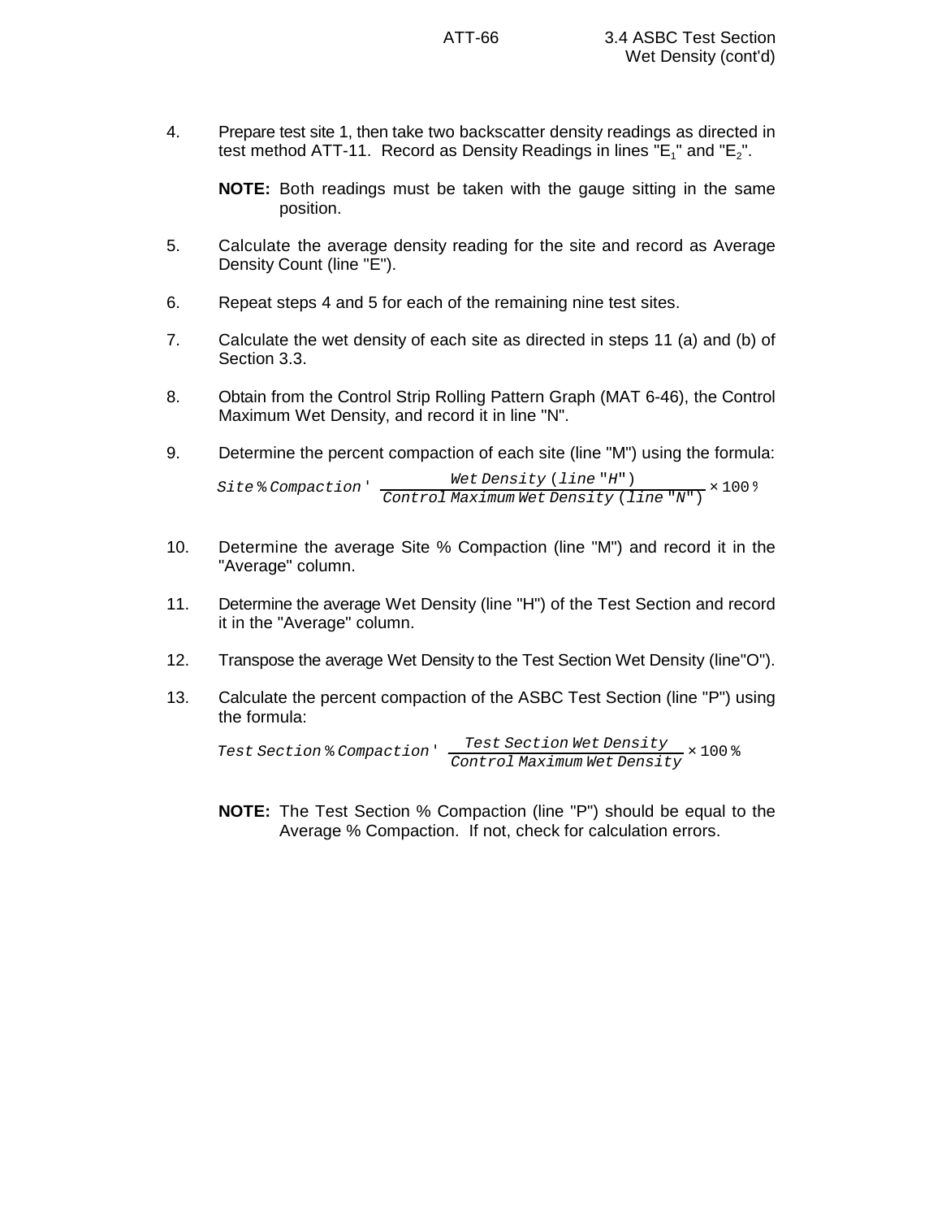4. Prepare test site 1, then take two backscatter density readings as directed in test method ATT-11. Record as Density Readings in lines "$E_1$" and "$E_2$".

   **NOTE:** Both readings must be taken with the gauge sitting in the same position.

5. Calculate the average density reading for the site and record as Average Density Count (line "E").

6. Repeat steps 4 and 5 for each of the remaining nine test sites.

7. Calculate the wet density of each site as directed in steps 11 (a) and (b) of Section 3.3.

8. Obtain from the Control Strip Rolling Pattern Graph (MAT 6-46), the Control Maximum Wet Density, and record it in line "N".

9. Determine the percent compaction of each site (line "M") using the formula:

$$Site\ \%\ Compaction = \frac{Wet\ Density\ (line\ "H")}{Control\ Maximum\ Wet\ Density\ (line\ "N")} \times 100\ \%$$

10. Determine the average Site % Compaction (line "M") and record it in the "Average" column.

11. Determine the average Wet Density (line "H") of the Test Section and record it in the "Average" column.

12. Transpose the average Wet Density to the Test Section Wet Density (line"O").

13. Calculate the percent compaction of the ASBC Test Section (line "P") using the formula:

$$Test\ Section\ \%\ Compaction = \frac{Test\ Section\ Wet\ Density}{Control\ Maximum\ Wet\ Density} \times 100\ \%$$

   **NOTE:** The Test Section % Compaction (line "P") should be equal to the Average % Compaction. If not, check for calculation errors.